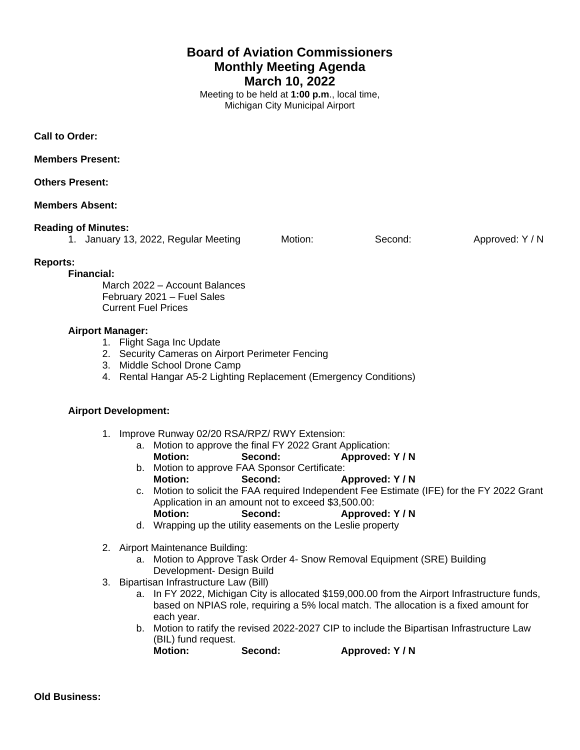# Board of Aviation Commissioners
# Monthly Meeting Agenda
# March 10, 2022

Meeting to be held at **1:00 p.m**., local time,
Michigan City Municipal Airport

**Call to Order:**

**Members Present:**

**Others Present:**

**Members Absent:**

**Reading of Minutes:**

1. January 13, 2022, Regular Meeting    Motion:    Second:    Approved: Y / N

**Reports:**

**Financial:**

March 2022 – Account Balances
February 2021 – Fuel Sales
Current Fuel Prices

**Airport Manager:**

1. Flight Saga Inc Update
2. Security Cameras on Airport Perimeter Fencing
3. Middle School Drone Camp
4. Rental Hangar A5-2 Lighting Replacement (Emergency Conditions)

**Airport Development:**

1. Improve Runway 02/20 RSA/RPZ/ RWY Extension:
   a. Motion to approve the final FY 2022 Grant Application:
      **Motion:    Second:    Approved: Y / N**
   b. Motion to approve FAA Sponsor Certificate:
      **Motion:    Second:    Approved: Y / N**
   c. Motion to solicit the FAA required Independent Fee Estimate (IFE) for the FY 2022 Grant Application in an amount not to exceed $3,500.00:
      **Motion:    Second:    Approved: Y / N**
   d. Wrapping up the utility easements on the Leslie property

2. Airport Maintenance Building:
   a. Motion to Approve Task Order 4- Snow Removal Equipment (SRE) Building Development- Design Build
3. Bipartisan Infrastructure Law (Bill)
   a. In FY 2022, Michigan City is allocated $159,000.00 from the Airport Infrastructure funds, based on NPIAS role, requiring a 5% local match. The allocation is a fixed amount for each year.
   b. Motion to ratify the revised 2022-2027 CIP to include the Bipartisan Infrastructure Law (BIL) fund request.
      **Motion:    Second:    Approved: Y / N**

**Old Business:**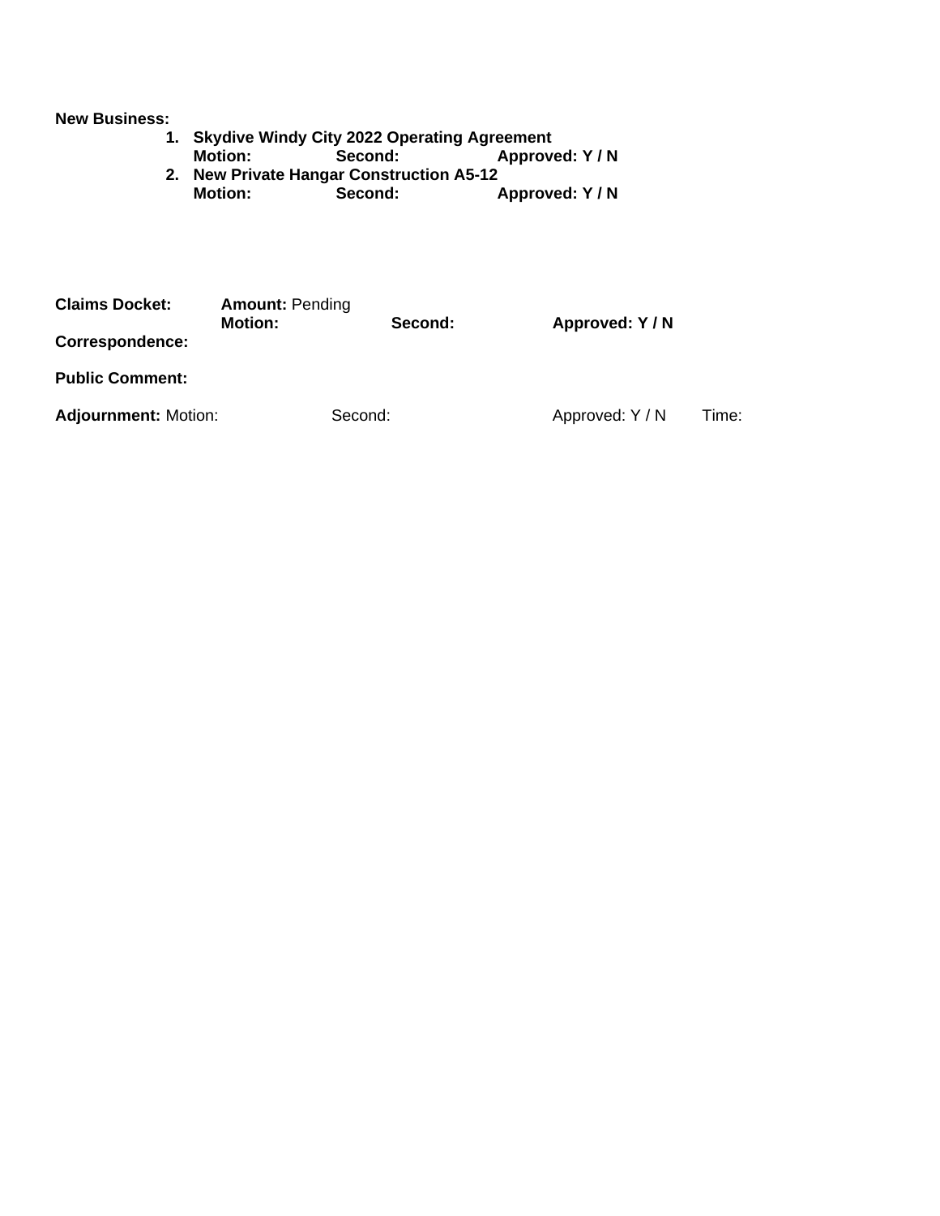**New Business:**

1. **Skydive Windy City 2022 Operating Agreement**
   **Motion:** **Second:** **Approved: Y / N**
2. **New Private Hangar Construction A5-12**
   **Motion:** **Second:** **Approved: Y / N**

**Claims Docket:** **Amount:** Pending
**Motion:** **Second:** **Approved: Y / N**

**Correspondence:**

**Public Comment:**

**Adjournment:** Motion: Second: Approved: Y / N Time: